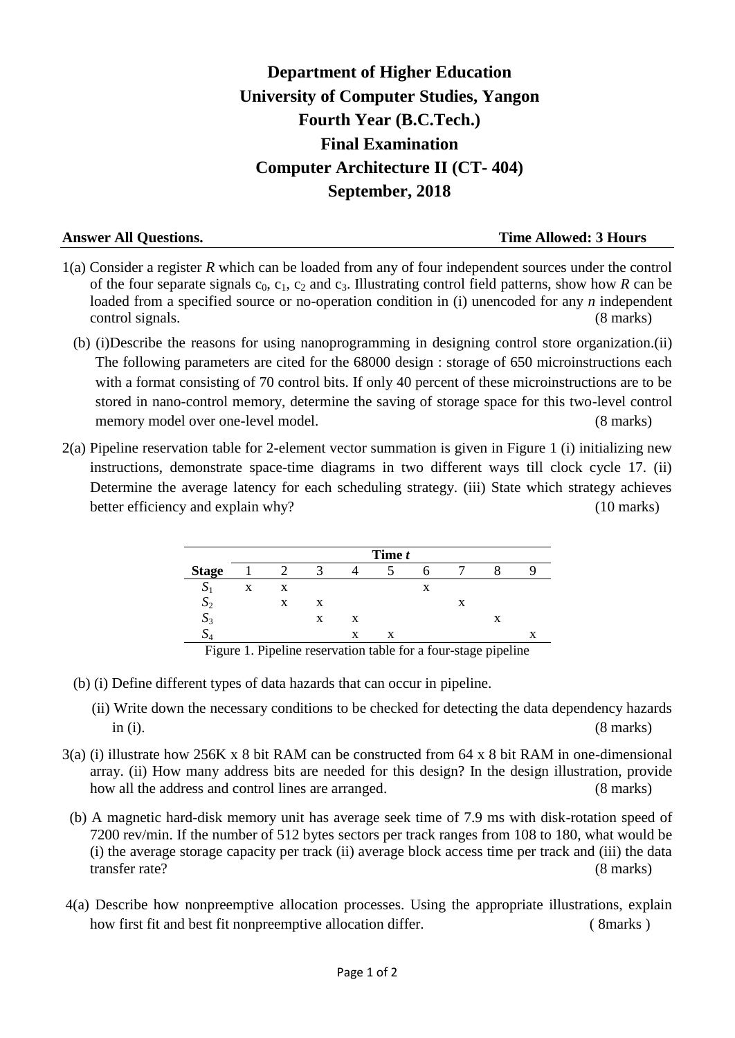# Department of Higher Education
# University of Computer Studies, Yangon
# Fourth Year (B.C.Tech.)
# Final Examination
# Computer Architecture II (CT- 404)
# September, 2018

**Answer All Questions.** **Time Allowed: 3 Hours**

1(a) Consider a register *R* which can be loaded from any of four independent sources under the control of the four separate signals $c_0$, $c_1$, $c_2$ and $c_3$. Illustrating control field patterns, show how *R* can be loaded from a specified source or no-operation condition in (i) unencoded for any *n* independent control signals. (8 marks)

(b) (i)Describe the reasons for using nanoprogramming in designing control store organization.(ii) The following parameters are cited for the 68000 design : storage of 650 microinstructions each with a format consisting of 70 control bits. If only 40 percent of these microinstructions are to be stored in nano-control memory, determine the saving of storage space for this two-level control memory model over one-level model. (8 marks)

2(a) Pipeline reservation table for 2-element vector summation is given in Figure 1 (i) initializing new instructions, demonstrate space-time diagrams in two different ways till clock cycle 17. (ii) Determine the average latency for each scheduling strategy. (iii) State which strategy achieves better efficiency and explain why? (10 marks)

| Stage | Time *t* 1 | 2 | 3 | 4 | 5 | 6 | 7 | 8 | 9 |
|---|---|---|---|---|---|---|---|---|---|
| $S_1$ | x | x | | | | x | | | |
| $S_2$ | | x | x | | | | x | | |
| $S_3$ | | | x | x | | | | x | |
| $S_4$ | | | | x | x | | | | x |

Figure 1. Pipeline reservation table for a four-stage pipeline

(b) (i) Define different types of data hazards that can occur in pipeline.

(ii) Write down the necessary conditions to be checked for detecting the data dependency hazards in (i). (8 marks)

3(a) (i) illustrate how 256K x 8 bit RAM can be constructed from 64 x 8 bit RAM in one-dimensional array. (ii) How many address bits are needed for this design? In the design illustration, provide how all the address and control lines are arranged. (8 marks)

(b) A magnetic hard-disk memory unit has average seek time of 7.9 ms with disk-rotation speed of 7200 rev/min. If the number of 512 bytes sectors per track ranges from 108 to 180, what would be (i) the average storage capacity per track (ii) average block access time per track and (iii) the data transfer rate? (8 marks)

4(a) Describe how nonpreemptive allocation processes. Using the appropriate illustrations, explain how first fit and best fit nonpreemptive allocation differ. ( 8marks )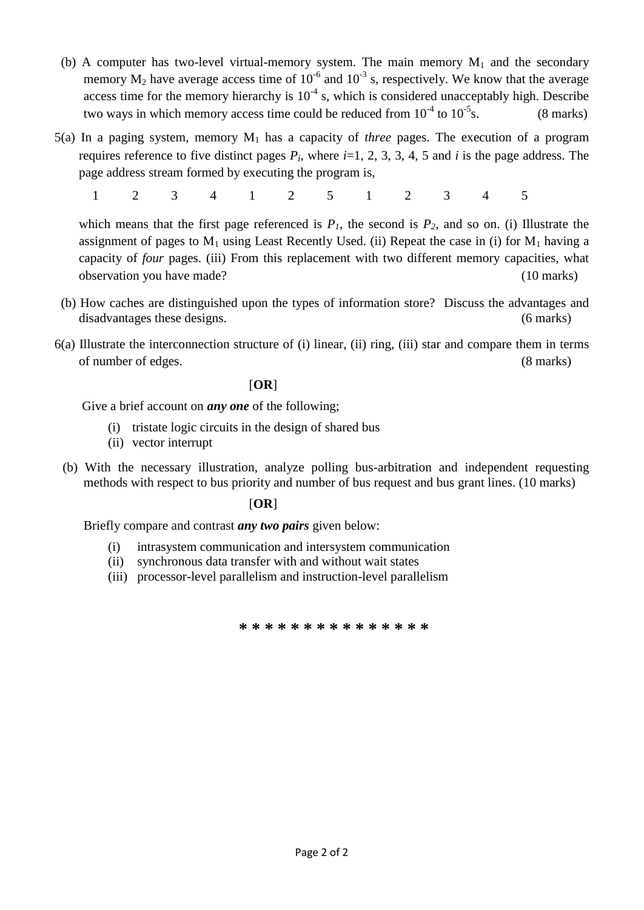(b) A computer has two-level virtual-memory system. The main memory $M_1$ and the secondary memory $M_2$ have average access time of $10^{-6}$ and $10^{-3}$ s, respectively. We know that the average access time for the memory hierarchy is $10^{-4}$ s, which is considered unacceptably high. Describe two ways in which memory access time could be reduced from $10^{-4}$ to $10^{-5}$s. (8 marks)

5(a) In a paging system, memory $M_1$ has a capacity of *three* pages. The execution of a program requires reference to five distinct pages $P_i$, where $i$=1, 2, 3, 3, 4, 5 and $i$ is the page address. The page address stream formed by executing the program is,

1 2 3 4 1 2 5 1 2 3 4 5

which means that the first page referenced is $P_1$, the second is $P_2$, and so on. (i) Illustrate the assignment of pages to $M_1$ using Least Recently Used. (ii) Repeat the case in (i) for $M_1$ having a capacity of *four* pages. (iii) From this replacement with two different memory capacities, what observation you have made? (10 marks)

(b) How caches are distinguished upon the types of information store? Discuss the advantages and disadvantages these designs. (6 marks)

6(a) Illustrate the interconnection structure of (i) linear, (ii) ring, (iii) star and compare them in terms of number of edges. (8 marks)

[**OR**]

Give a brief account on ***any one*** of the following;

(i) tristate logic circuits in the design of shared bus
(ii) vector interrupt

(b) With the necessary illustration, analyze polling bus-arbitration and independent requesting methods with respect to bus priority and number of bus request and bus grant lines. (10 marks)

[**OR**]

Briefly compare and contrast ***any two pairs*** given below:

(i) intrasystem communication and intersystem communication
(ii) synchronous data transfer with and without wait states
(iii) processor-level parallelism and instruction-level parallelism

\* \* \* \* \* \* \* \* \* \* \* \* \* \* \*